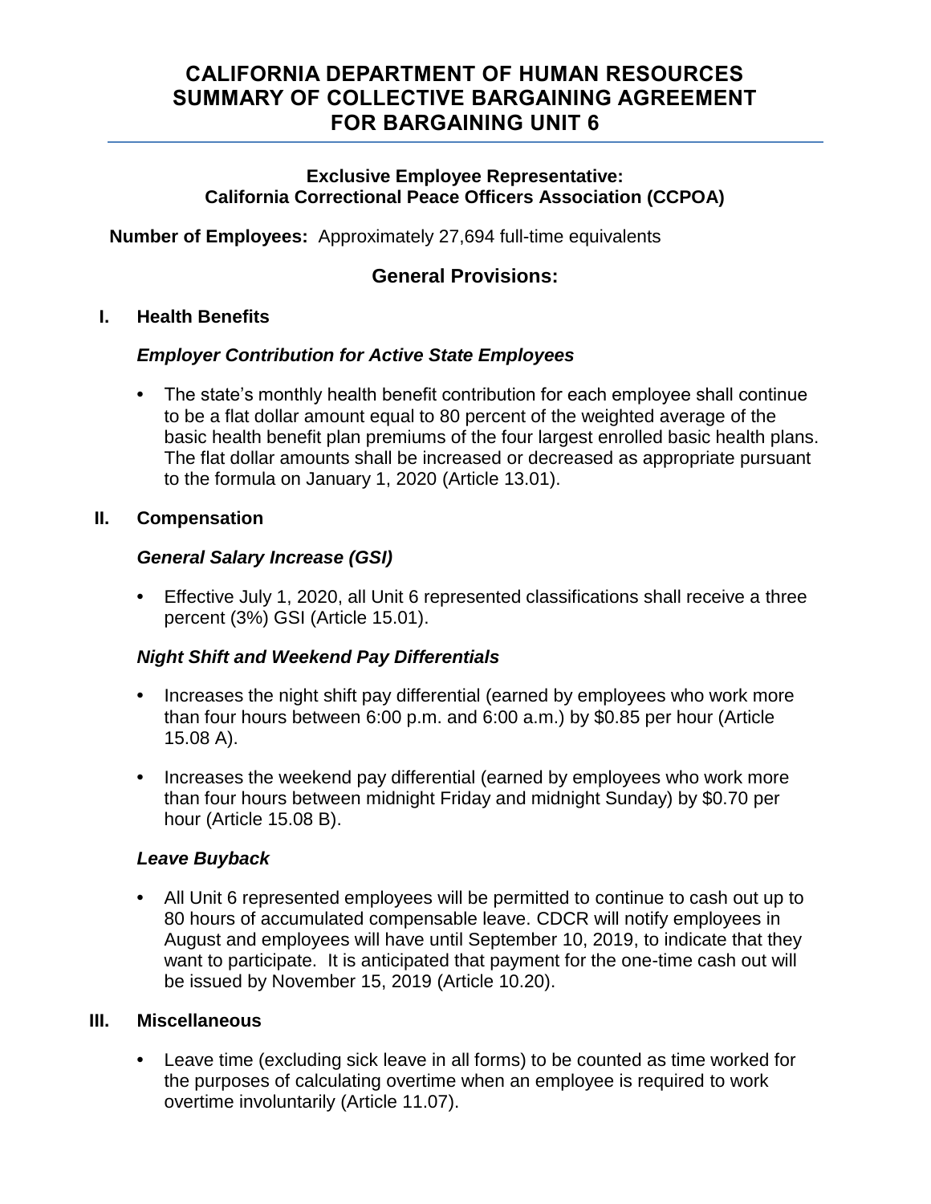# CALIFORNIA DEPARTMENT OF HUMAN RESOURCES
# SUMMARY OF COLLECTIVE BARGAINING AGREEMENT
# FOR BARGAINING UNIT 6

**Exclusive Employee Representative:**
**California Correctional Peace Officers Association (CCPOA)**

**Number of Employees:** Approximately 27,694 full-time equivalents

## General Provisions:

### I. Health Benefits

#### *Employer Contribution for Active State Employees*

- The state's monthly health benefit contribution for each employee shall continue to be a flat dollar amount equal to 80 percent of the weighted average of the basic health benefit plan premiums of the four largest enrolled basic health plans. The flat dollar amounts shall be increased or decreased as appropriate pursuant to the formula on January 1, 2020 (Article 13.01).

### II. Compensation

#### *General Salary Increase (GSI)*

- Effective July 1, 2020, all Unit 6 represented classifications shall receive a three percent (3%) GSI (Article 15.01).

#### *Night Shift and Weekend Pay Differentials*

- Increases the night shift pay differential (earned by employees who work more than four hours between 6:00 p.m. and 6:00 a.m.) by $0.85 per hour (Article 15.08 A).

- Increases the weekend pay differential (earned by employees who work more than four hours between midnight Friday and midnight Sunday) by $0.70 per hour (Article 15.08 B).

#### *Leave Buyback*

- All Unit 6 represented employees will be permitted to continue to cash out up to 80 hours of accumulated compensable leave. CDCR will notify employees in August and employees will have until September 10, 2019, to indicate that they want to participate. It is anticipated that payment for the one-time cash out will be issued by November 15, 2019 (Article 10.20).

### III. Miscellaneous

- Leave time (excluding sick leave in all forms) to be counted as time worked for the purposes of calculating overtime when an employee is required to work overtime involuntarily (Article 11.07).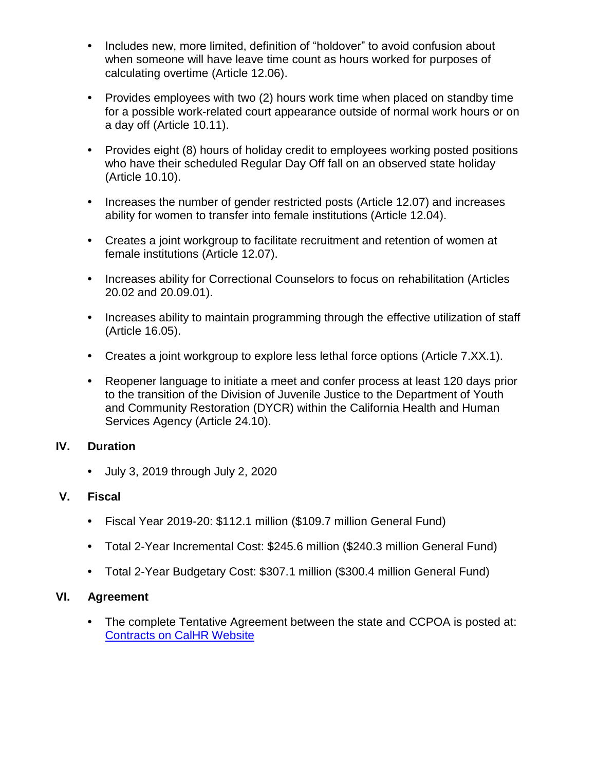- Includes new, more limited, definition of "holdover" to avoid confusion about when someone will have leave time count as hours worked for purposes of calculating overtime (Article 12.06).
- Provides employees with two (2) hours work time when placed on standby time for a possible work-related court appearance outside of normal work hours or on a day off (Article 10.11).
- Provides eight (8) hours of holiday credit to employees working posted positions who have their scheduled Regular Day Off fall on an observed state holiday (Article 10.10).
- Increases the number of gender restricted posts (Article 12.07) and increases ability for women to transfer into female institutions (Article 12.04).
- Creates a joint workgroup to facilitate recruitment and retention of women at female institutions (Article 12.07).
- Increases ability for Correctional Counselors to focus on rehabilitation (Articles 20.02 and 20.09.01).
- Increases ability to maintain programming through the effective utilization of staff (Article 16.05).
- Creates a joint workgroup to explore less lethal force options (Article 7.XX.1).
- Reopener language to initiate a meet and confer process at least 120 days prior to the transition of the Division of Juvenile Justice to the Department of Youth and Community Restoration (DYCR) within the California Health and Human Services Agency (Article 24.10).

## IV. Duration

- July 3, 2019 through July 2, 2020

## V. Fiscal

- Fiscal Year 2019-20: $112.1 million ($109.7 million General Fund)
- Total 2-Year Incremental Cost: $245.6 million ($240.3 million General Fund)
- Total 2-Year Budgetary Cost: $307.1 million ($300.4 million General Fund)

## VI. Agreement

- The complete Tentative Agreement between the state and CCPOA is posted at: Contracts on CalHR Website